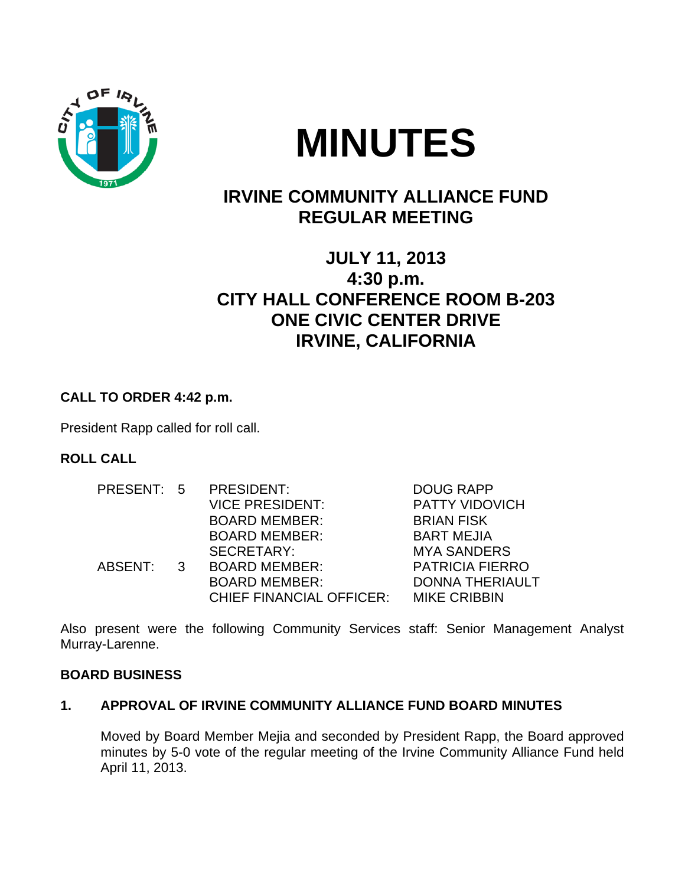# MINUTES

## IRVINE COMMUNITY ALLIANCE FUND REGULAR MEETING

### JULY 11, 2013
### 4:30 p.m.
### CITY HALL CONFERENCE ROOM B-203
### ONE CIVIC CENTER DRIVE
### IRVINE, CALIFORNIA

**CALL TO ORDER 4:42 p.m.**

President Rapp called for roll call.

**ROLL CALL**

| | | | |
|---|---|---|---|
| PRESENT: | 5 | PRESIDENT: | DOUG RAPP |
| | | VICE PRESIDENT: | PATTY VIDOVICH |
| | | BOARD MEMBER: | BRIAN FISK |
| | | BOARD MEMBER: | BART MEJIA |
| | | SECRETARY: | MYA SANDERS |
| ABSENT: | 3 | BOARD MEMBER: | PATRICIA FIERRO |
| | | BOARD MEMBER: | DONNA THERIAULT |
| | | CHIEF FINANCIAL OFFICER: | MIKE CRIBBIN |

Also present were the following Community Services staff: Senior Management Analyst Murray-Larenne.

**BOARD BUSINESS**

**1. APPROVAL OF IRVINE COMMUNITY ALLIANCE FUND BOARD MINUTES**

Moved by Board Member Mejia and seconded by President Rapp, the Board approved minutes by 5-0 vote of the regular meeting of the Irvine Community Alliance Fund held April 11, 2013.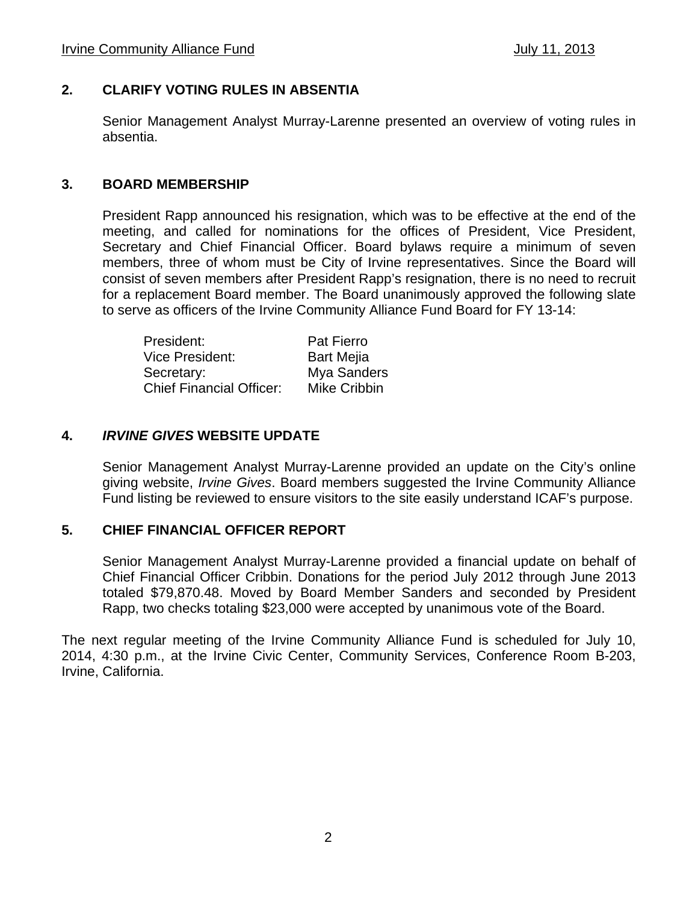## 2. CLARIFY VOTING RULES IN ABSENTIA

Senior Management Analyst Murray-Larenne presented an overview of voting rules in absentia.

## 3. BOARD MEMBERSHIP

President Rapp announced his resignation, which was to be effective at the end of the meeting, and called for nominations for the offices of President, Vice President, Secretary and Chief Financial Officer. Board bylaws require a minimum of seven members, three of whom must be City of Irvine representatives. Since the Board will consist of seven members after President Rapp's resignation, there is no need to recruit for a replacement Board member. The Board unanimously approved the following slate to serve as officers of the Irvine Community Alliance Fund Board for FY 13-14:

| | |
|---|---|
| President: | Pat Fierro |
| Vice President: | Bart Mejia |
| Secretary: | Mya Sanders |
| Chief Financial Officer: | Mike Cribbin |

## 4. *IRVINE GIVES* WEBSITE UPDATE

Senior Management Analyst Murray-Larenne provided an update on the City's online giving website, *Irvine Gives*. Board members suggested the Irvine Community Alliance Fund listing be reviewed to ensure visitors to the site easily understand ICAF's purpose.

## 5. CHIEF FINANCIAL OFFICER REPORT

Senior Management Analyst Murray-Larenne provided a financial update on behalf of Chief Financial Officer Cribbin. Donations for the period July 2012 through June 2013 totaled $79,870.48. Moved by Board Member Sanders and seconded by President Rapp, two checks totaling $23,000 were accepted by unanimous vote of the Board.

The next regular meeting of the Irvine Community Alliance Fund is scheduled for July 10, 2014, 4:30 p.m., at the Irvine Civic Center, Community Services, Conference Room B-203, Irvine, California.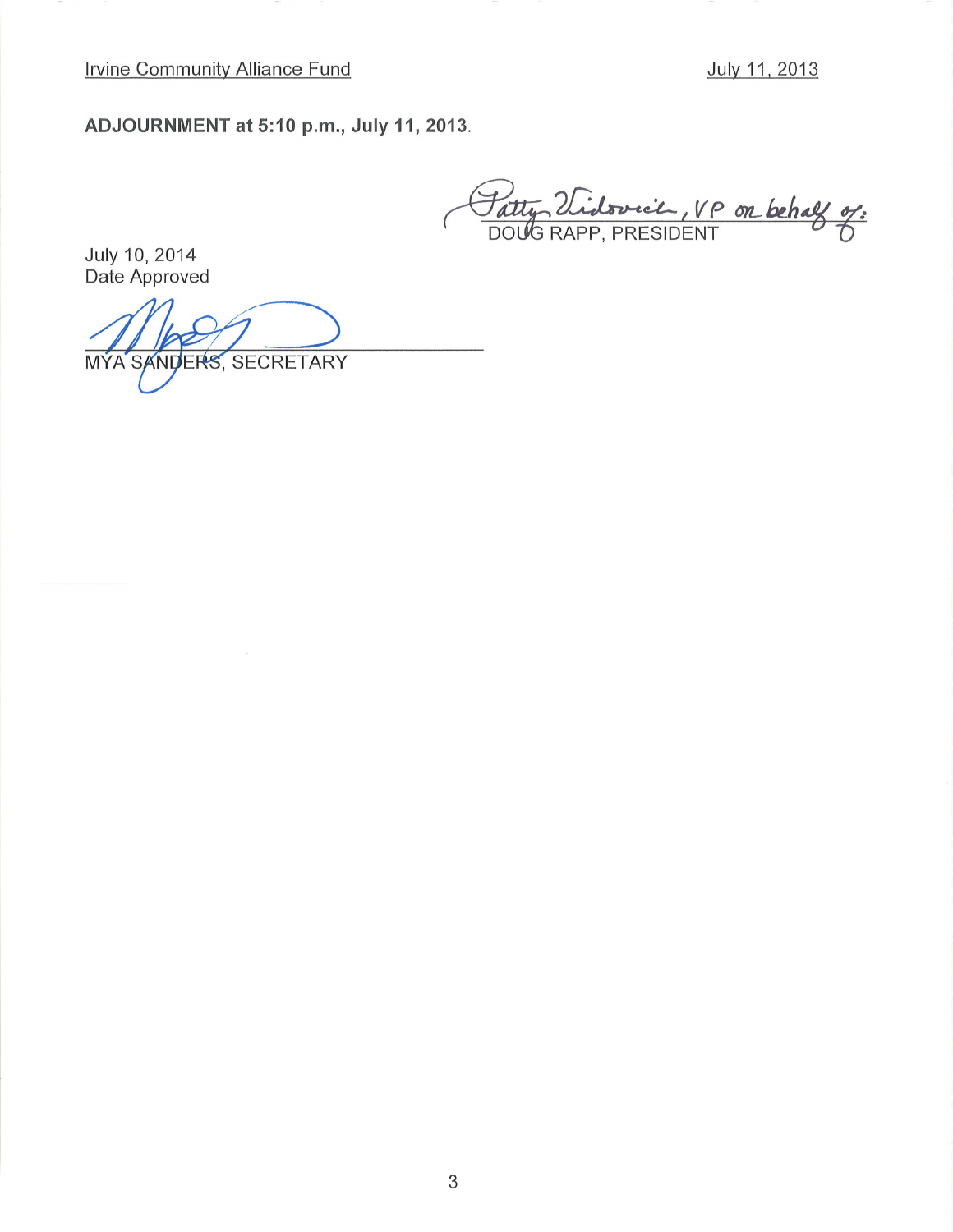**ADJOURNMENT at 5:10 p.m., July 11, 2013.**

Patty Vidovich, VP on behalf of:
DOUG RAPP, PRESIDENT

July 10, 2014
Date Approved

MYA SANDERS, SECRETARY